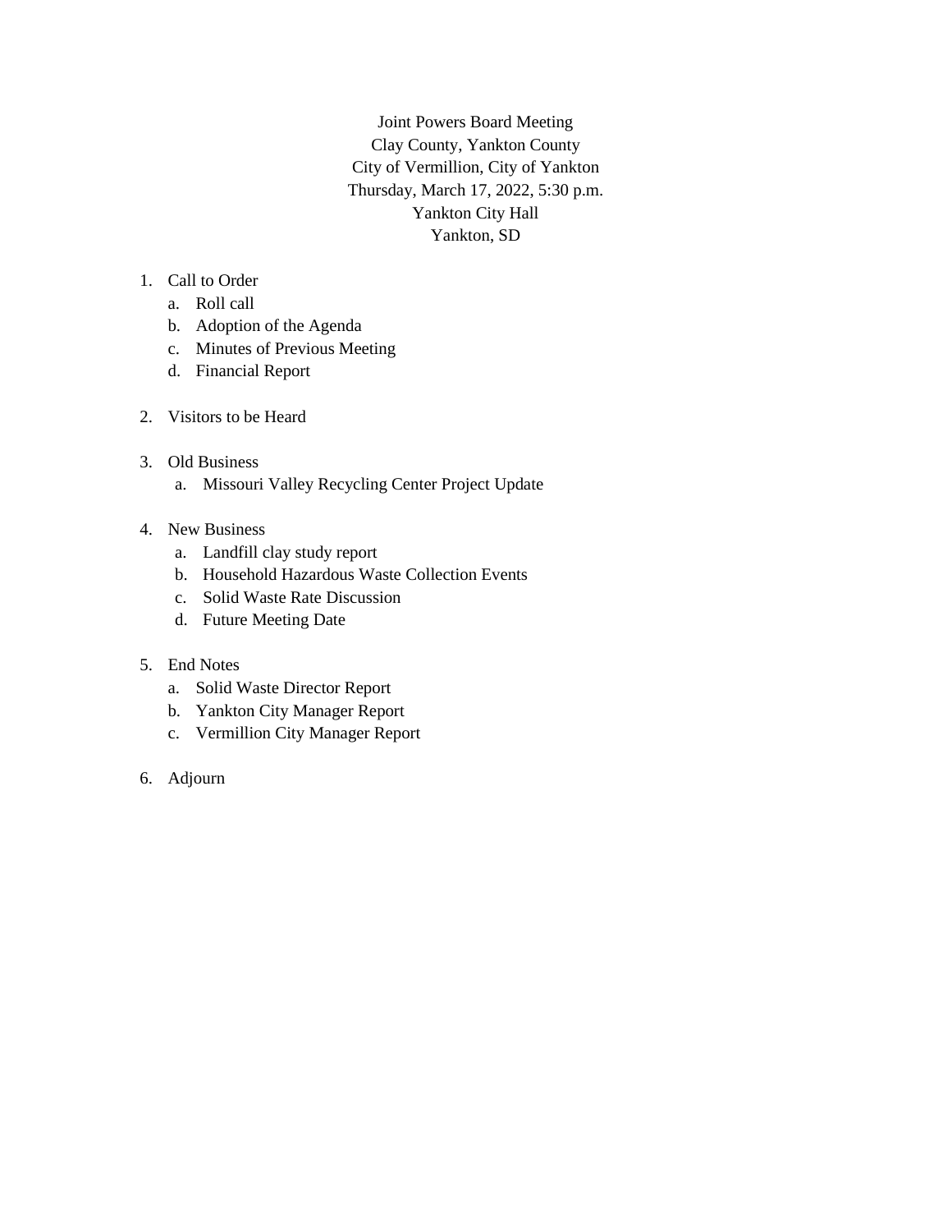Joint Powers Board Meeting
Clay County, Yankton County
City of Vermillion, City of Yankton
Thursday, March 17, 2022, 5:30 p.m.
Yankton City Hall
Yankton, SD

1. Call to Order
   a. Roll call
   b. Adoption of the Agenda
   c. Minutes of Previous Meeting
   d. Financial Report

2. Visitors to be Heard

3. Old Business
   a. Missouri Valley Recycling Center Project Update

4. New Business
   a. Landfill clay study report
   b. Household Hazardous Waste Collection Events
   c. Solid Waste Rate Discussion
   d. Future Meeting Date

5. End Notes
   a. Solid Waste Director Report
   b. Yankton City Manager Report
   c. Vermillion City Manager Report

6. Adjourn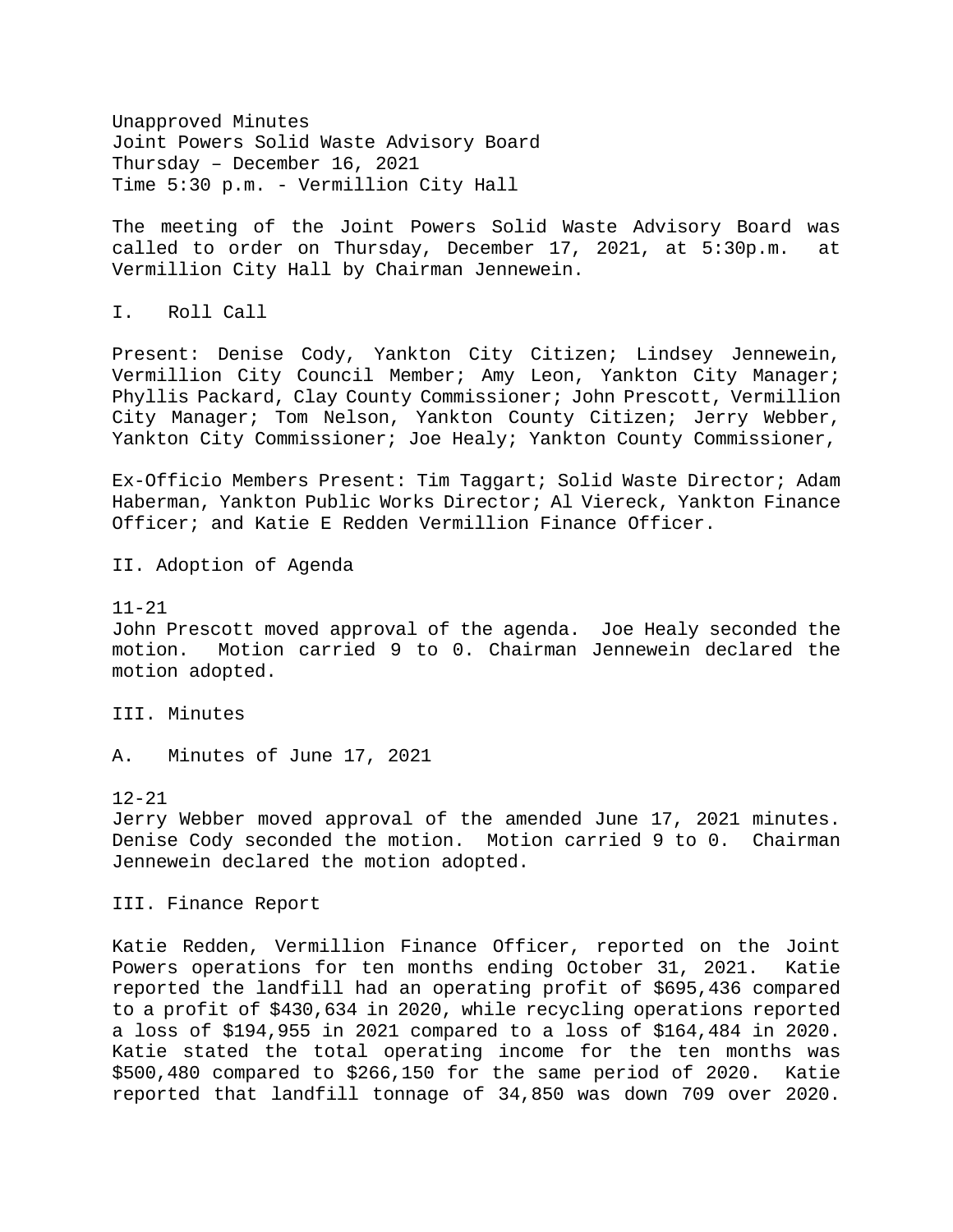Unapproved Minutes
Joint Powers Solid Waste Advisory Board
Thursday – December 16, 2021
Time 5:30 p.m. - Vermillion City Hall

The meeting of the Joint Powers Solid Waste Advisory Board was called to order on Thursday, December 17, 2021, at 5:30p.m. at Vermillion City Hall by Chairman Jennewein.

I. Roll Call

Present: Denise Cody, Yankton City Citizen; Lindsey Jennewein, Vermillion City Council Member; Amy Leon, Yankton City Manager; Phyllis Packard, Clay County Commissioner; John Prescott, Vermillion City Manager; Tom Nelson, Yankton County Citizen; Jerry Webber, Yankton City Commissioner; Joe Healy; Yankton County Commissioner,

Ex-Officio Members Present: Tim Taggart; Solid Waste Director; Adam Haberman, Yankton Public Works Director; Al Viereck, Yankton Finance Officer; and Katie E Redden Vermillion Finance Officer.

II. Adoption of Agenda

11-21
John Prescott moved approval of the agenda. Joe Healy seconded the motion. Motion carried 9 to 0. Chairman Jennewein declared the motion adopted.

III. Minutes

A. Minutes of June 17, 2021

12-21
Jerry Webber moved approval of the amended June 17, 2021 minutes. Denise Cody seconded the motion. Motion carried 9 to 0. Chairman Jennewein declared the motion adopted.

III. Finance Report

Katie Redden, Vermillion Finance Officer, reported on the Joint Powers operations for ten months ending October 31, 2021. Katie reported the landfill had an operating profit of $695,436 compared to a profit of $430,634 in 2020, while recycling operations reported a loss of $194,955 in 2021 compared to a loss of $164,484 in 2020. Katie stated the total operating income for the ten months was $500,480 compared to $266,150 for the same period of 2020. Katie reported that landfill tonnage of 34,850 was down 709 over 2020.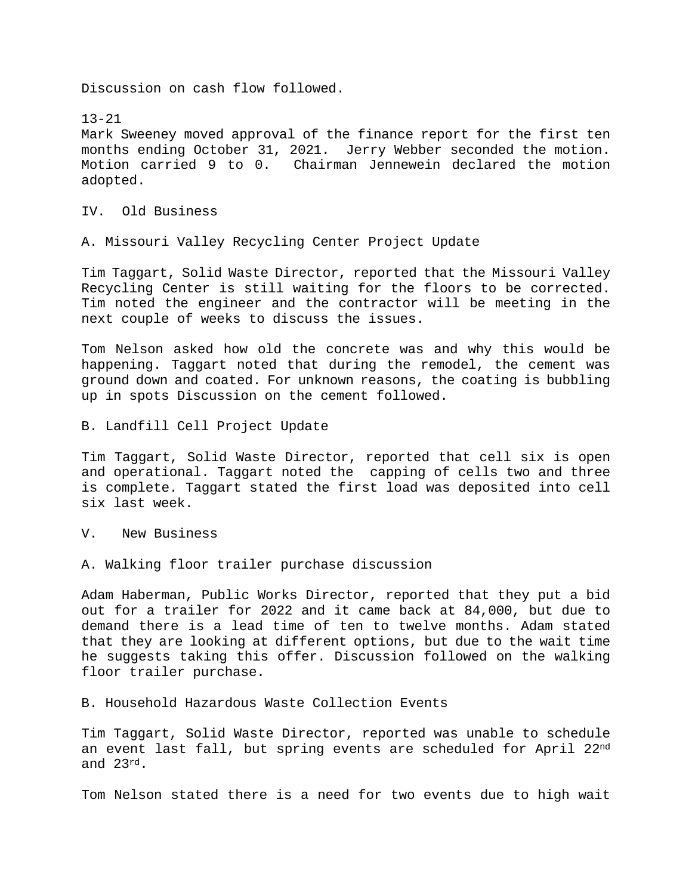Discussion on cash flow followed.

13-21
Mark Sweeney moved approval of the finance report for the first ten months ending October 31, 2021. Jerry Webber seconded the motion. Motion carried 9 to 0. Chairman Jennewein declared the motion adopted.

IV. Old Business

A. Missouri Valley Recycling Center Project Update

Tim Taggart, Solid Waste Director, reported that the Missouri Valley Recycling Center is still waiting for the floors to be corrected. Tim noted the engineer and the contractor will be meeting in the next couple of weeks to discuss the issues.

Tom Nelson asked how old the concrete was and why this would be happening. Taggart noted that during the remodel, the cement was ground down and coated. For unknown reasons, the coating is bubbling up in spots Discussion on the cement followed.

B. Landfill Cell Project Update

Tim Taggart, Solid Waste Director, reported that cell six is open and operational. Taggart noted the capping of cells two and three is complete. Taggart stated the first load was deposited into cell six last week.

V. New Business

A. Walking floor trailer purchase discussion

Adam Haberman, Public Works Director, reported that they put a bid out for a trailer for 2022 and it came back at 84,000, but due to demand there is a lead time of ten to twelve months. Adam stated that they are looking at different options, but due to the wait time he suggests taking this offer. Discussion followed on the walking floor trailer purchase.

B. Household Hazardous Waste Collection Events

Tim Taggart, Solid Waste Director, reported was unable to schedule an event last fall, but spring events are scheduled for April 22nd and 23rd.

Tom Nelson stated there is a need for two events due to high wait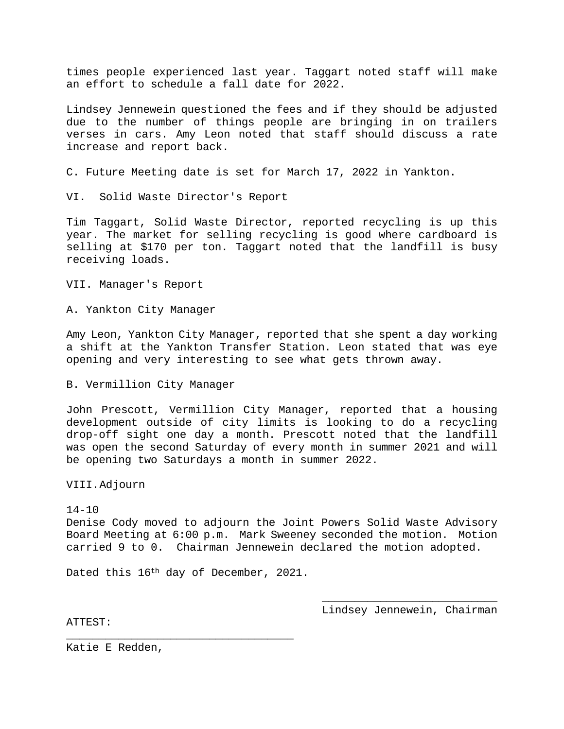times people experienced last year. Taggart noted staff will make an effort to schedule a fall date for 2022.

Lindsey Jennewein questioned the fees and if they should be adjusted due to the number of things people are bringing in on trailers verses in cars. Amy Leon noted that staff should discuss a rate increase and report back.

C. Future Meeting date is set for March 17, 2022 in Yankton.

VI. Solid Waste Director's Report

Tim Taggart, Solid Waste Director, reported recycling is up this year. The market for selling recycling is good where cardboard is selling at $170 per ton. Taggart noted that the landfill is busy receiving loads.

VII. Manager's Report

A. Yankton City Manager

Amy Leon, Yankton City Manager, reported that she spent a day working a shift at the Yankton Transfer Station. Leon stated that was eye opening and very interesting to see what gets thrown away.

B. Vermillion City Manager

John Prescott, Vermillion City Manager, reported that a housing development outside of city limits is looking to do a recycling drop-off sight one day a month. Prescott noted that the landfill was open the second Saturday of every month in summer 2021 and will be opening two Saturdays a month in summer 2022.

VIII. Adjourn

14-10
Denise Cody moved to adjourn the Joint Powers Solid Waste Advisory Board Meeting at 6:00 p.m. Mark Sweeney seconded the motion. Motion carried 9 to 0. Chairman Jennewein declared the motion adopted.

Dated this 16th day of December, 2021.

\_\_\_\_\_\_\_\_\_\_\_\_\_\_\_\_\_\_\_\_\_\_\_\_\_\_\_\_
Lindsey Jennewein, Chairman

ATTEST:
\_\_\_\_\_\_\_\_\_\_\_\_\_\_\_\_\_\_\_\_\_\_\_\_\_\_\_\_\_\_\_\_\_\_\_\_
Katie E Redden,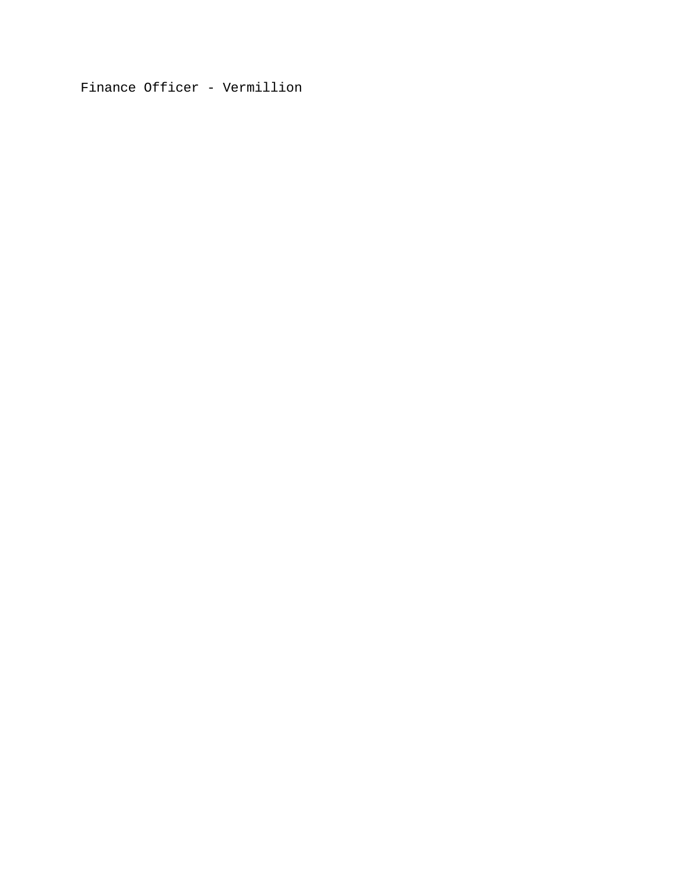Finance Officer - Vermillion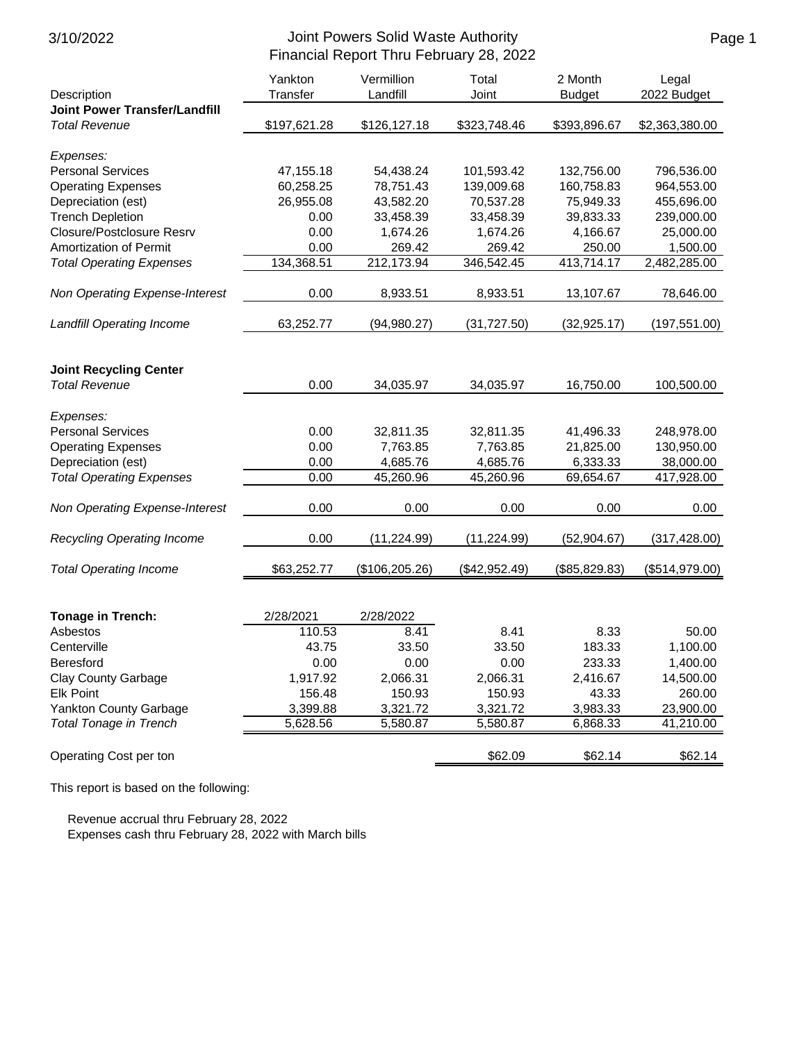# Joint Powers Solid Waste Authority
## Financial Report Thru February 28, 2022

3/10/2022

| Description | Yankton Transfer | Vermillion Landfill | Total Joint | 2 Month Budget | Legal 2022 Budget |
|---|---|---|---|---|---|
| **Joint Power Transfer/Landfill** | | | | | |
| *Total Revenue* | $197,621.28 | $126,127.18 | $323,748.46 | $393,896.67 | $2,363,380.00 |
| *Expenses:* | | | | | |
| Personal Services | 47,155.18 | 54,438.24 | 101,593.42 | 132,756.00 | 796,536.00 |
| Operating Expenses | 60,258.25 | 78,751.43 | 139,009.68 | 160,758.83 | 964,553.00 |
| Depreciation (est) | 26,955.08 | 43,582.20 | 70,537.28 | 75,949.33 | 455,696.00 |
| Trench Depletion | 0.00 | 33,458.39 | 33,458.39 | 39,833.33 | 239,000.00 |
| Closure/Postclosure Resrv | 0.00 | 1,674.26 | 1,674.26 | 4,166.67 | 25,000.00 |
| Amortization of Permit | 0.00 | 269.42 | 269.42 | 250.00 | 1,500.00 |
| *Total Operating Expenses* | 134,368.51 | 212,173.94 | 346,542.45 | 413,714.17 | 2,482,285.00 |
| *Non Operating Expense-Interest* | 0.00 | 8,933.51 | 8,933.51 | 13,107.67 | 78,646.00 |
| *Landfill Operating Income* | 63,252.77 | (94,980.27) | (31,727.50) | (32,925.17) | (197,551.00) |
| **Joint Recycling Center** | | | | | |
| *Total Revenue* | 0.00 | 34,035.97 | 34,035.97 | 16,750.00 | 100,500.00 |
| *Expenses:* | | | | | |
| Personal Services | 0.00 | 32,811.35 | 32,811.35 | 41,496.33 | 248,978.00 |
| Operating Expenses | 0.00 | 7,763.85 | 7,763.85 | 21,825.00 | 130,950.00 |
| Depreciation (est) | 0.00 | 4,685.76 | 4,685.76 | 6,333.33 | 38,000.00 |
| *Total Operating Expenses* | 0.00 | 45,260.96 | 45,260.96 | 69,654.67 | 417,928.00 |
| *Non Operating Expense-Interest* | 0.00 | 0.00 | 0.00 | 0.00 | 0.00 |
| *Recycling Operating Income* | 0.00 | (11,224.99) | (11,224.99) | (52,904.67) | (317,428.00) |
| *Total Operating Income* | $63,252.77 | ($106,205.26) | ($42,952.49) | ($85,829.83) | ($514,979.00) |

| **Tonage in Trench:** | 2/28/2021 | 2/28/2022 | | | |
|---|---|---|---|---|---|
| Asbestos | 110.53 | 8.41 | 8.41 | 8.33 | 50.00 |
| Centerville | 43.75 | 33.50 | 33.50 | 183.33 | 1,100.00 |
| Beresford | 0.00 | 0.00 | 0.00 | 233.33 | 1,400.00 |
| Clay County Garbage | 1,917.92 | 2,066.31 | 2,066.31 | 2,416.67 | 14,500.00 |
| Elk Point | 156.48 | 150.93 | 150.93 | 43.33 | 260.00 |
| Yankton County Garbage | 3,399.88 | 3,321.72 | 3,321.72 | 3,983.33 | 23,900.00 |
| *Total Tonage in Trench* | 5,628.56 | 5,580.87 | 5,580.87 | 6,868.33 | 41,210.00 |
| Operating Cost per ton | | | $62.09 | $62.14 | $62.14 |

This report is based on the following:

Revenue accrual thru February 28, 2022
Expenses cash thru February 28, 2022 with March bills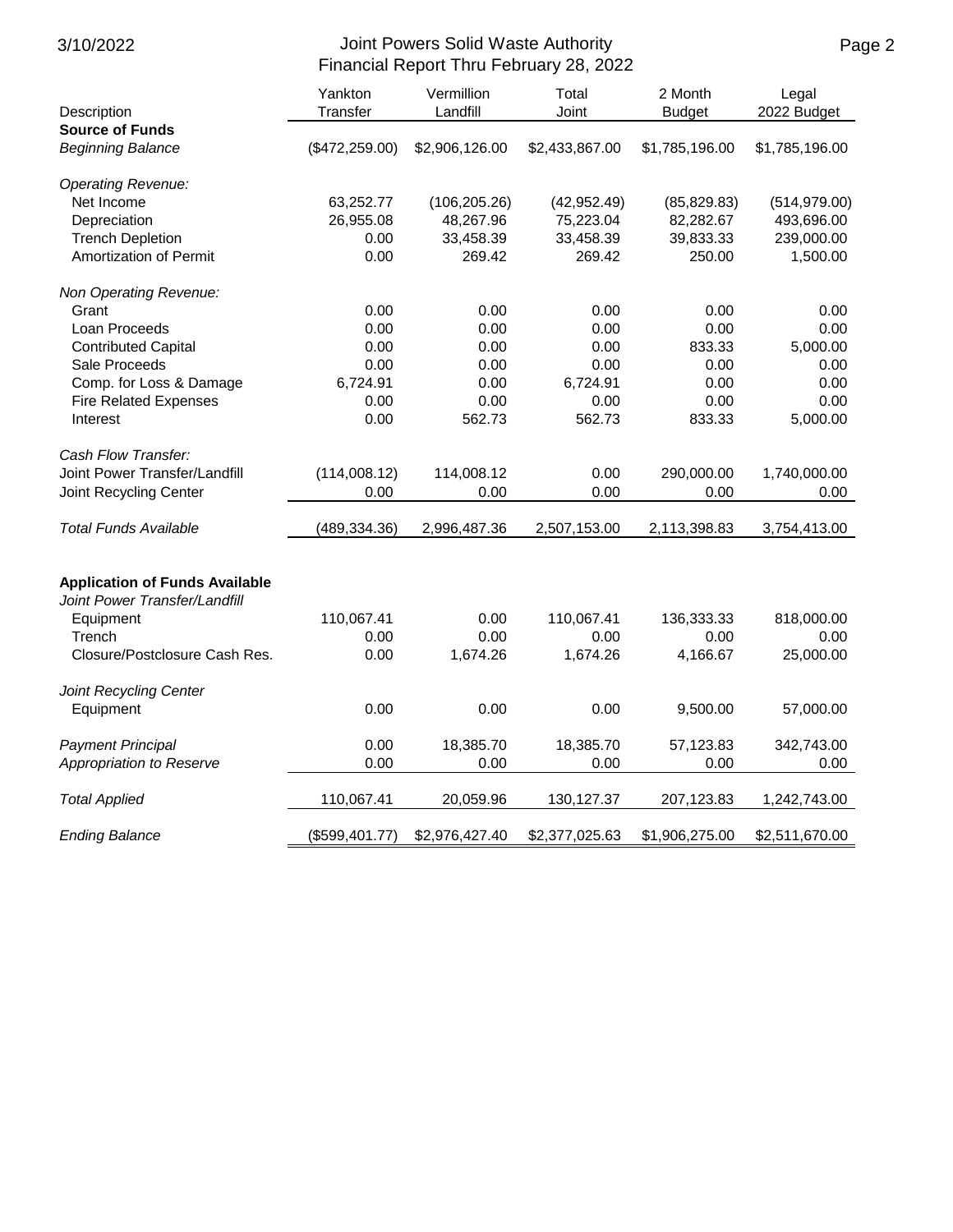## Joint Powers Solid Waste Authority
## Financial Report Thru February 28, 2022

| Description | Yankton Transfer | Vermillion Landfill | Total Joint | 2 Month Budget | Legal 2022 Budget |
|---|---|---|---|---|---|
| **Source of Funds** | | | | | |
| *Beginning Balance* | ($472,259.00) | $2,906,126.00 | $2,433,867.00 | $1,785,196.00 | $1,785,196.00 |
| *Operating Revenue:* | | | | | |
| Net Income | 63,252.77 | (106,205.26) | (42,952.49) | (85,829.83) | (514,979.00) |
| Depreciation | 26,955.08 | 48,267.96 | 75,223.04 | 82,282.67 | 493,696.00 |
| Trench Depletion | 0.00 | 33,458.39 | 33,458.39 | 39,833.33 | 239,000.00 |
| Amortization of Permit | 0.00 | 269.42 | 269.42 | 250.00 | 1,500.00 |
| *Non Operating Revenue:* | | | | | |
| Grant | 0.00 | 0.00 | 0.00 | 0.00 | 0.00 |
| Loan Proceeds | 0.00 | 0.00 | 0.00 | 0.00 | 0.00 |
| Contributed Capital | 0.00 | 0.00 | 0.00 | 833.33 | 5,000.00 |
| Sale Proceeds | 0.00 | 0.00 | 0.00 | 0.00 | 0.00 |
| Comp. for Loss & Damage | 6,724.91 | 0.00 | 6,724.91 | 0.00 | 0.00 |
| Fire Related Expenses | 0.00 | 0.00 | 0.00 | 0.00 | 0.00 |
| Interest | 0.00 | 562.73 | 562.73 | 833.33 | 5,000.00 |
| *Cash Flow Transfer:* | | | | | |
| Joint Power Transfer/Landfill | (114,008.12) | 114,008.12 | 0.00 | 290,000.00 | 1,740,000.00 |
| Joint Recycling Center | 0.00 | 0.00 | 0.00 | 0.00 | 0.00 |
| *Total Funds Available* | (489,334.36) | 2,996,487.36 | 2,507,153.00 | 2,113,398.83 | 3,754,413.00 |
| **Application of Funds Available** | | | | | |
| *Joint Power Transfer/Landfill* | | | | | |
| Equipment | 110,067.41 | 0.00 | 110,067.41 | 136,333.33 | 818,000.00 |
| Trench | 0.00 | 0.00 | 0.00 | 0.00 | 0.00 |
| Closure/Postclosure Cash Res. | 0.00 | 1,674.26 | 1,674.26 | 4,166.67 | 25,000.00 |
| *Joint Recycling Center* | | | | | |
| Equipment | 0.00 | 0.00 | 0.00 | 9,500.00 | 57,000.00 |
| *Payment Principal* | 0.00 | 18,385.70 | 18,385.70 | 57,123.83 | 342,743.00 |
| *Appropriation to Reserve* | 0.00 | 0.00 | 0.00 | 0.00 | 0.00 |
| *Total Applied* | 110,067.41 | 20,059.96 | 130,127.37 | 207,123.83 | 1,242,743.00 |
| *Ending Balance* | ($599,401.77) | $2,976,427.40 | $2,377,025.63 | $1,906,275.00 | $2,511,670.00 |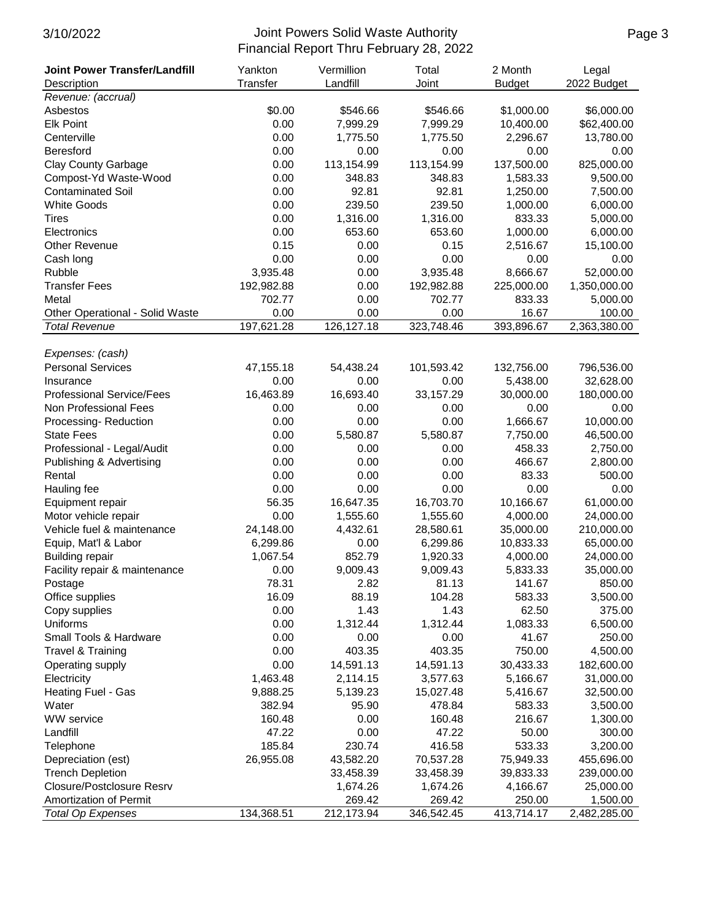# Joint Powers Solid Waste Authority

## Financial Report Thru February 28, 2022

| Joint Power Transfer/Landfill<br>Description | Yankton<br>Transfer | Vermillion<br>Landfill | Total<br>Joint | 2 Month<br>Budget | Legal<br>2022 Budget |
|---|---|---|---|---|---|
| *Revenue: (accrual)* | | | | | |
| Asbestos | $0.00 | $546.66 | $546.66 | $1,000.00 | $6,000.00 |
| Elk Point | 0.00 | 7,999.29 | 7,999.29 | 10,400.00 | $62,400.00 |
| Centerville | 0.00 | 1,775.50 | 1,775.50 | 2,296.67 | 13,780.00 |
| Beresford | 0.00 | 0.00 | 0.00 | 0.00 | 0.00 |
| Clay County Garbage | 0.00 | 113,154.99 | 113,154.99 | 137,500.00 | 825,000.00 |
| Compost-Yd Waste-Wood | 0.00 | 348.83 | 348.83 | 1,583.33 | 9,500.00 |
| Contaminated Soil | 0.00 | 92.81 | 92.81 | 1,250.00 | 7,500.00 |
| White Goods | 0.00 | 239.50 | 239.50 | 1,000.00 | 6,000.00 |
| Tires | 0.00 | 1,316.00 | 1,316.00 | 833.33 | 5,000.00 |
| Electronics | 0.00 | 653.60 | 653.60 | 1,000.00 | 6,000.00 |
| Other Revenue | 0.15 | 0.00 | 0.15 | 2,516.67 | 15,100.00 |
| Cash long | 0.00 | 0.00 | 0.00 | 0.00 | 0.00 |
| Rubble | 3,935.48 | 0.00 | 3,935.48 | 8,666.67 | 52,000.00 |
| Transfer Fees | 192,982.88 | 0.00 | 192,982.88 | 225,000.00 | 1,350,000.00 |
| Metal | 702.77 | 0.00 | 702.77 | 833.33 | 5,000.00 |
| Other Operational - Solid Waste | 0.00 | 0.00 | 0.00 | 16.67 | 100.00 |
| *Total Revenue* | 197,621.28 | 126,127.18 | 323,748.46 | 393,896.67 | 2,363,380.00 |
| | | | | | |
| *Expenses: (cash)* | | | | | |
| Personal Services | 47,155.18 | 54,438.24 | 101,593.42 | 132,756.00 | 796,536.00 |
| Insurance | 0.00 | 0.00 | 0.00 | 5,438.00 | 32,628.00 |
| Professional Service/Fees | 16,463.89 | 16,693.40 | 33,157.29 | 30,000.00 | 180,000.00 |
| Non Professional Fees | 0.00 | 0.00 | 0.00 | 0.00 | 0.00 |
| Processing- Reduction | 0.00 | 0.00 | 0.00 | 1,666.67 | 10,000.00 |
| State Fees | 0.00 | 5,580.87 | 5,580.87 | 7,750.00 | 46,500.00 |
| Professional - Legal/Audit | 0.00 | 0.00 | 0.00 | 458.33 | 2,750.00 |
| Publishing & Advertising | 0.00 | 0.00 | 0.00 | 466.67 | 2,800.00 |
| Rental | 0.00 | 0.00 | 0.00 | 83.33 | 500.00 |
| Hauling fee | 0.00 | 0.00 | 0.00 | 0.00 | 0.00 |
| Equipment repair | 56.35 | 16,647.35 | 16,703.70 | 10,166.67 | 61,000.00 |
| Motor vehicle repair | 0.00 | 1,555.60 | 1,555.60 | 4,000.00 | 24,000.00 |
| Vehicle fuel & maintenance | 24,148.00 | 4,432.61 | 28,580.61 | 35,000.00 | 210,000.00 |
| Equip, Mat'l & Labor | 6,299.86 | 0.00 | 6,299.86 | 10,833.33 | 65,000.00 |
| Building repair | 1,067.54 | 852.79 | 1,920.33 | 4,000.00 | 24,000.00 |
| Facility repair & maintenance | 0.00 | 9,009.43 | 9,009.43 | 5,833.33 | 35,000.00 |
| Postage | 78.31 | 2.82 | 81.13 | 141.67 | 850.00 |
| Office supplies | 16.09 | 88.19 | 104.28 | 583.33 | 3,500.00 |
| Copy supplies | 0.00 | 1.43 | 1.43 | 62.50 | 375.00 |
| Uniforms | 0.00 | 1,312.44 | 1,312.44 | 1,083.33 | 6,500.00 |
| Small Tools & Hardware | 0.00 | 0.00 | 0.00 | 41.67 | 250.00 |
| Travel & Training | 0.00 | 403.35 | 403.35 | 750.00 | 4,500.00 |
| Operating supply | 0.00 | 14,591.13 | 14,591.13 | 30,433.33 | 182,600.00 |
| Electricity | 1,463.48 | 2,114.15 | 3,577.63 | 5,166.67 | 31,000.00 |
| Heating Fuel - Gas | 9,888.25 | 5,139.23 | 15,027.48 | 5,416.67 | 32,500.00 |
| Water | 382.94 | 95.90 | 478.84 | 583.33 | 3,500.00 |
| WW service | 160.48 | 0.00 | 160.48 | 216.67 | 1,300.00 |
| Landfill | 47.22 | 0.00 | 47.22 | 50.00 | 300.00 |
| Telephone | 185.84 | 230.74 | 416.58 | 533.33 | 3,200.00 |
| Depreciation (est) | 26,955.08 | 43,582.20 | 70,537.28 | 75,949.33 | 455,696.00 |
| Trench Depletion | | 33,458.39 | 33,458.39 | 39,833.33 | 239,000.00 |
| Closure/Postclosure Resrv | | 1,674.26 | 1,674.26 | 4,166.67 | 25,000.00 |
| Amortization of Permit | | 269.42 | 269.42 | 250.00 | 1,500.00 |
| *Total Op Expenses* | 134,368.51 | 212,173.94 | 346,542.45 | 413,714.17 | 2,482,285.00 |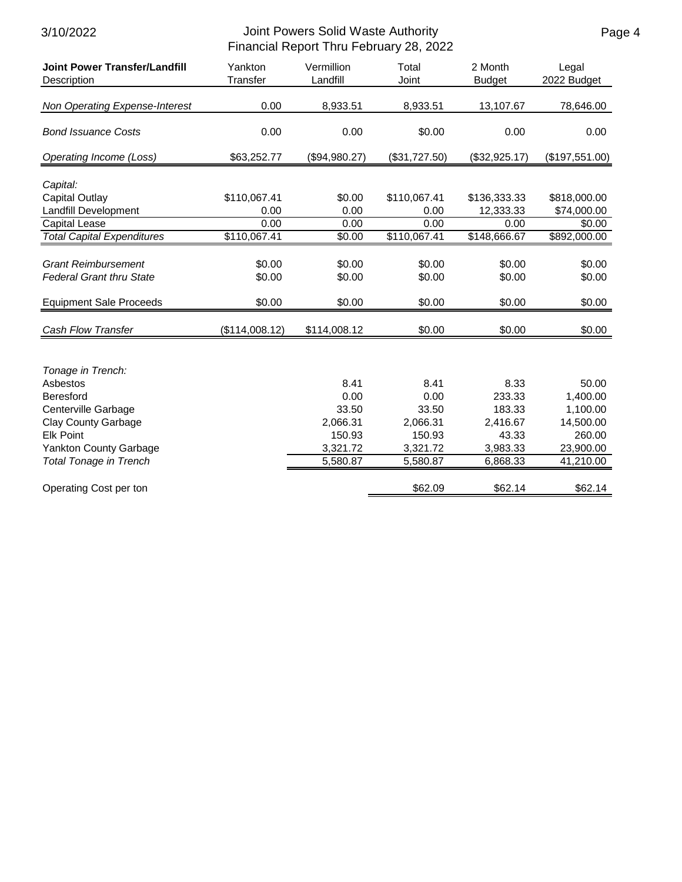# Joint Powers Solid Waste Authority
## Financial Report Thru February 28, 2022

| **Joint Power Transfer/Landfill** Description | Yankton Transfer | Vermillion Landfill | Total Joint | 2 Month Budget | Legal 2022 Budget |
|---|---|---|---|---|---|
| *Non Operating Expense-Interest* | 0.00 | 8,933.51 | 8,933.51 | 13,107.67 | 78,646.00 |
| *Bond Issuance Costs* | 0.00 | 0.00 | $0.00 | 0.00 | 0.00 |
| *Operating Income (Loss)* | $63,252.77 | ($94,980.27) | ($31,727.50) | ($32,925.17) | ($197,551.00) |
| *Capital:* | | | | | |
| Capital Outlay | $110,067.41 | $0.00 | $110,067.41 | $136,333.33 | $818,000.00 |
| Landfill Development | 0.00 | 0.00 | 0.00 | 12,333.33 | $74,000.00 |
| Capital Lease | 0.00 | 0.00 | 0.00 | 0.00 | $0.00 |
| *Total Capital Expenditures* | $110,067.41 | $0.00 | $110,067.41 | $148,666.67 | $892,000.00 |
| *Grant Reimbursement* | $0.00 | $0.00 | $0.00 | $0.00 | $0.00 |
| *Federal Grant thru State* | $0.00 | $0.00 | $0.00 | $0.00 | $0.00 |
| Equipment Sale Proceeds | $0.00 | $0.00 | $0.00 | $0.00 | $0.00 |
| *Cash Flow Transfer* | ($114,008.12) | $114,008.12 | $0.00 | $0.00 | $0.00 |
| *Tonage in Trench:* | | | | | |
| Asbestos | | 8.41 | 8.41 | 8.33 | 50.00 |
| Beresford | | 0.00 | 0.00 | 233.33 | 1,400.00 |
| Centerville Garbage | | 33.50 | 33.50 | 183.33 | 1,100.00 |
| Clay County Garbage | | 2,066.31 | 2,066.31 | 2,416.67 | 14,500.00 |
| Elk Point | | 150.93 | 150.93 | 43.33 | 260.00 |
| Yankton County Garbage | | 3,321.72 | 3,321.72 | 3,983.33 | 23,900.00 |
| *Total Tonage in Trench* | | 5,580.87 | 5,580.87 | 6,868.33 | 41,210.00 |
| Operating Cost per ton | | | $62.09 | $62.14 | $62.14 |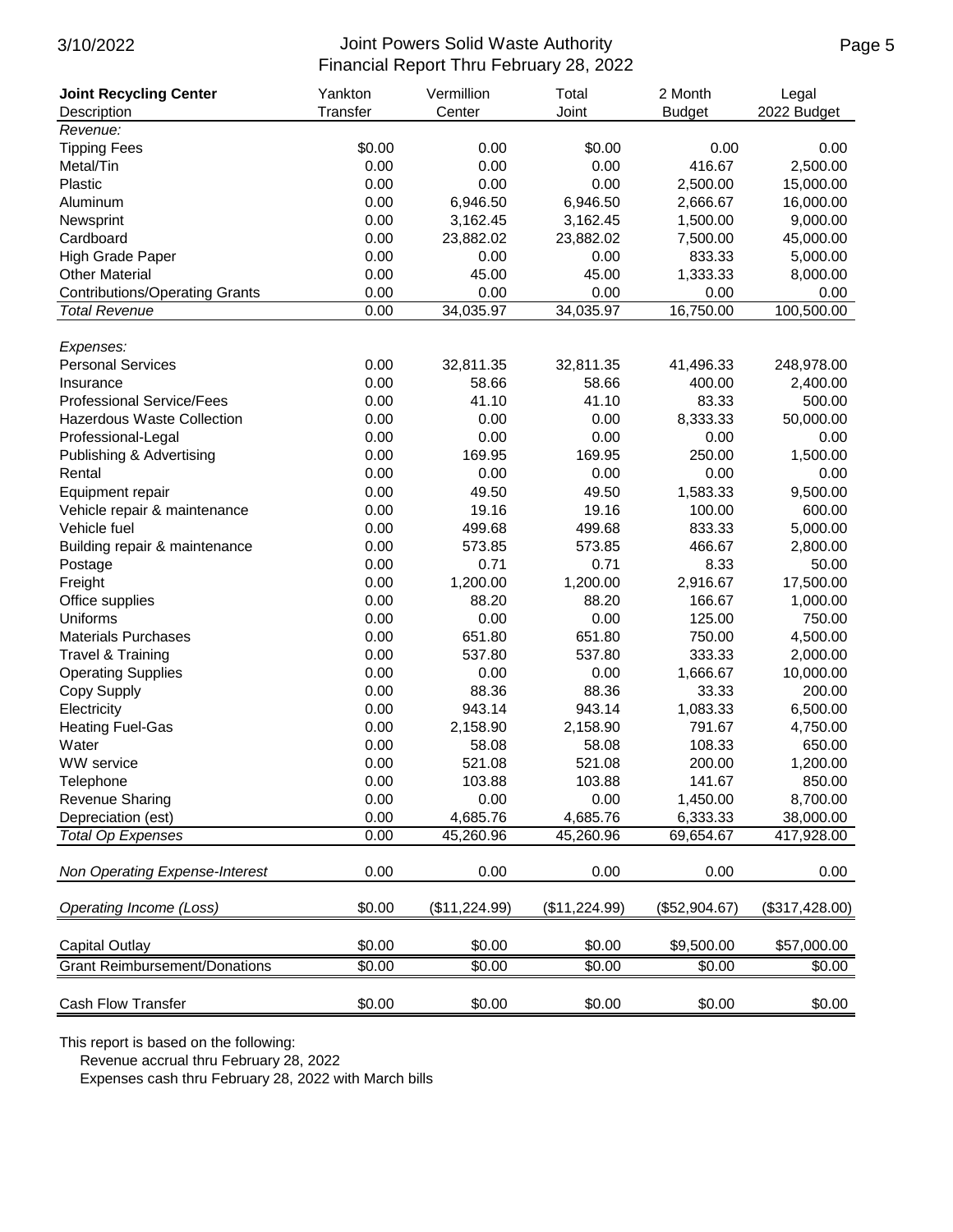# Joint Powers Solid Waste Authority

## Financial Report Thru February 28, 2022

| **Joint Recycling Center** Description | Yankton Transfer | Vermillion Center | Total Joint | 2 Month Budget | Legal 2022 Budget |
|---|---|---|---|---|---|
| *Revenue:* | | | | | |
| Tipping Fees | $0.00 | 0.00 | $0.00 | 0.00 | 0.00 |
| Metal/Tin | 0.00 | 0.00 | 0.00 | 416.67 | 2,500.00 |
| Plastic | 0.00 | 0.00 | 0.00 | 2,500.00 | 15,000.00 |
| Aluminum | 0.00 | 6,946.50 | 6,946.50 | 2,666.67 | 16,000.00 |
| Newsprint | 0.00 | 3,162.45 | 3,162.45 | 1,500.00 | 9,000.00 |
| Cardboard | 0.00 | 23,882.02 | 23,882.02 | 7,500.00 | 45,000.00 |
| High Grade Paper | 0.00 | 0.00 | 0.00 | 833.33 | 5,000.00 |
| Other Material | 0.00 | 45.00 | 45.00 | 1,333.33 | 8,000.00 |
| Contributions/Operating Grants | 0.00 | 0.00 | 0.00 | 0.00 | 0.00 |
| *Total Revenue* | 0.00 | 34,035.97 | 34,035.97 | 16,750.00 | 100,500.00 |
| *Expenses:* | | | | | |
| Personal Services | 0.00 | 32,811.35 | 32,811.35 | 41,496.33 | 248,978.00 |
| Insurance | 0.00 | 58.66 | 58.66 | 400.00 | 2,400.00 |
| Professional Service/Fees | 0.00 | 41.10 | 41.10 | 83.33 | 500.00 |
| Hazerdous Waste Collection | 0.00 | 0.00 | 0.00 | 8,333.33 | 50,000.00 |
| Professional-Legal | 0.00 | 0.00 | 0.00 | 0.00 | 0.00 |
| Publishing & Advertising | 0.00 | 169.95 | 169.95 | 250.00 | 1,500.00 |
| Rental | 0.00 | 0.00 | 0.00 | 0.00 | 0.00 |
| Equipment repair | 0.00 | 49.50 | 49.50 | 1,583.33 | 9,500.00 |
| Vehicle repair & maintenance | 0.00 | 19.16 | 19.16 | 100.00 | 600.00 |
| Vehicle fuel | 0.00 | 499.68 | 499.68 | 833.33 | 5,000.00 |
| Building repair & maintenance | 0.00 | 573.85 | 573.85 | 466.67 | 2,800.00 |
| Postage | 0.00 | 0.71 | 0.71 | 8.33 | 50.00 |
| Freight | 0.00 | 1,200.00 | 1,200.00 | 2,916.67 | 17,500.00 |
| Office supplies | 0.00 | 88.20 | 88.20 | 166.67 | 1,000.00 |
| Uniforms | 0.00 | 0.00 | 0.00 | 125.00 | 750.00 |
| Materials Purchases | 0.00 | 651.80 | 651.80 | 750.00 | 4,500.00 |
| Travel & Training | 0.00 | 537.80 | 537.80 | 333.33 | 2,000.00 |
| Operating Supplies | 0.00 | 0.00 | 0.00 | 1,666.67 | 10,000.00 |
| Copy Supply | 0.00 | 88.36 | 88.36 | 33.33 | 200.00 |
| Electricity | 0.00 | 943.14 | 943.14 | 1,083.33 | 6,500.00 |
| Heating Fuel-Gas | 0.00 | 2,158.90 | 2,158.90 | 791.67 | 4,750.00 |
| Water | 0.00 | 58.08 | 58.08 | 108.33 | 650.00 |
| WW service | 0.00 | 521.08 | 521.08 | 200.00 | 1,200.00 |
| Telephone | 0.00 | 103.88 | 103.88 | 141.67 | 850.00 |
| Revenue Sharing | 0.00 | 0.00 | 0.00 | 1,450.00 | 8,700.00 |
| Depreciation (est) | 0.00 | 4,685.76 | 4,685.76 | 6,333.33 | 38,000.00 |
| *Total Op Expenses* | 0.00 | 45,260.96 | 45,260.96 | 69,654.67 | 417,928.00 |
| *Non Operating Expense-Interest* | 0.00 | 0.00 | 0.00 | 0.00 | 0.00 |
| *Operating Income (Loss)* | $0.00 | ($11,224.99) | ($11,224.99) | ($52,904.67) | ($317,428.00) |
| Capital Outlay | $0.00 | $0.00 | $0.00 | $9,500.00 | $57,000.00 |
| Grant Reimbursement/Donations | $0.00 | $0.00 | $0.00 | $0.00 | $0.00 |
| Cash Flow Transfer | $0.00 | $0.00 | $0.00 | $0.00 | $0.00 |

This report is based on the following:

Revenue accrual thru February 28, 2022

Expenses cash thru February 28, 2022 with March bills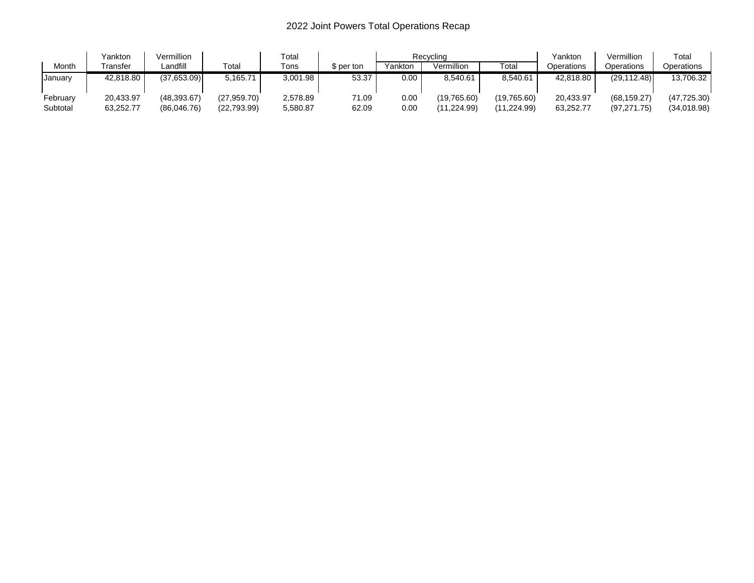# 2022 Joint Powers Total Operations Recap

| Month | Yankton Transfer | Vermillion Landfill | Total | Total Tons | $ per ton | Recycling | | | Yankton Operations | Vermillion Operations | Total Operations |
|---|---|---|---|---|---|---|---|---|---|---|---|
| | | | | | | Yankton | Vermillion | Total | | | |
| January | 42,818.80 | (37,653.09) | 5,165.71 | 3,001.98 | 53.37 | 0.00 | 8,540.61 | 8,540.61 | 42,818.80 | (29,112.48) | 13,706.32 |
| February | 20,433.97 | (48,393.67) | (27,959.70) | 2,578.89 | 71.09 | 0.00 | (19,765.60) | (19,765.60) | 20,433.97 | (68,159.27) | (47,725.30) |
| Subtotal | 63,252.77 | (86,046.76) | (22,793.99) | 5,580.87 | 62.09 | 0.00 | (11,224.99) | (11,224.99) | 63,252.77 | (97,271.75) | (34,018.98) |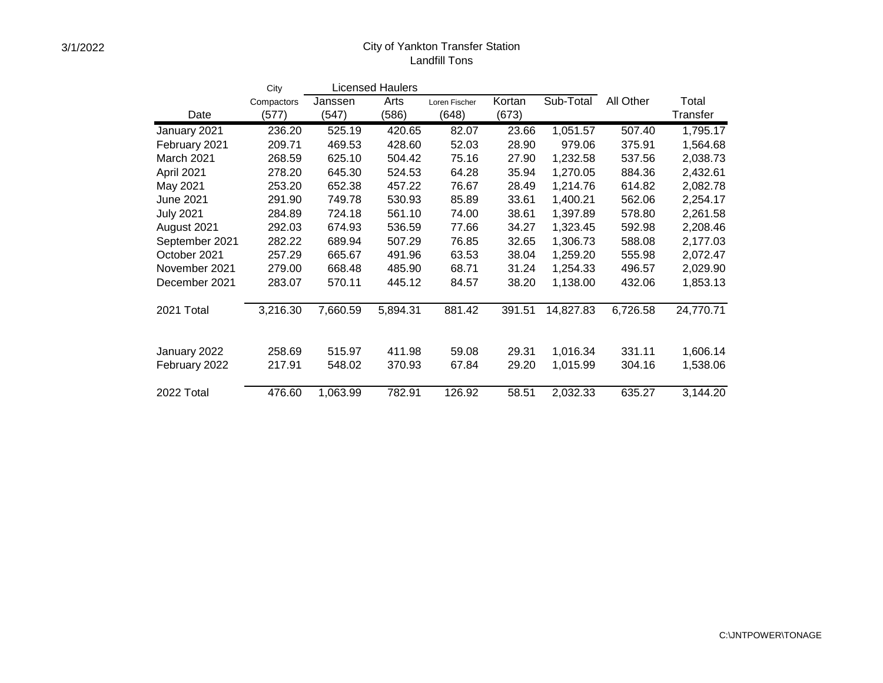3/1/2022

# City of Yankton Transfer Station
## Landfill Tons

| Date | City Compactors (577) | Licensed Haulers Janssen (547) | Arts (586) | Loren Fischer (648) | Kortan (673) | Sub-Total | All Other | Total Transfer |
|---|---|---|---|---|---|---|---|---|
| January 2021 | 236.20 | 525.19 | 420.65 | 82.07 | 23.66 | 1,051.57 | 507.40 | 1,795.17 |
| February 2021 | 209.71 | 469.53 | 428.60 | 52.03 | 28.90 | 979.06 | 375.91 | 1,564.68 |
| March 2021 | 268.59 | 625.10 | 504.42 | 75.16 | 27.90 | 1,232.58 | 537.56 | 2,038.73 |
| April 2021 | 278.20 | 645.30 | 524.53 | 64.28 | 35.94 | 1,270.05 | 884.36 | 2,432.61 |
| May 2021 | 253.20 | 652.38 | 457.22 | 76.67 | 28.49 | 1,214.76 | 614.82 | 2,082.78 |
| June 2021 | 291.90 | 749.78 | 530.93 | 85.89 | 33.61 | 1,400.21 | 562.06 | 2,254.17 |
| July 2021 | 284.89 | 724.18 | 561.10 | 74.00 | 38.61 | 1,397.89 | 578.80 | 2,261.58 |
| August 2021 | 292.03 | 674.93 | 536.59 | 77.66 | 34.27 | 1,323.45 | 592.98 | 2,208.46 |
| September 2021 | 282.22 | 689.94 | 507.29 | 76.85 | 32.65 | 1,306.73 | 588.08 | 2,177.03 |
| October 2021 | 257.29 | 665.67 | 491.96 | 63.53 | 38.04 | 1,259.20 | 555.98 | 2,072.47 |
| November 2021 | 279.00 | 668.48 | 485.90 | 68.71 | 31.24 | 1,254.33 | 496.57 | 2,029.90 |
| December 2021 | 283.07 | 570.11 | 445.12 | 84.57 | 38.20 | 1,138.00 | 432.06 | 1,853.13 |
| 2021 Total | 3,216.30 | 7,660.59 | 5,894.31 | 881.42 | 391.51 | 14,827.83 | 6,726.58 | 24,770.71 |
| January 2022 | 258.69 | 515.97 | 411.98 | 59.08 | 29.31 | 1,016.34 | 331.11 | 1,606.14 |
| February 2022 | 217.91 | 548.02 | 370.93 | 67.84 | 29.20 | 1,015.99 | 304.16 | 1,538.06 |
| 2022 Total | 476.60 | 1,063.99 | 782.91 | 126.92 | 58.51 | 2,032.33 | 635.27 | 3,144.20 |

C:\JNTPOWER\TONAGE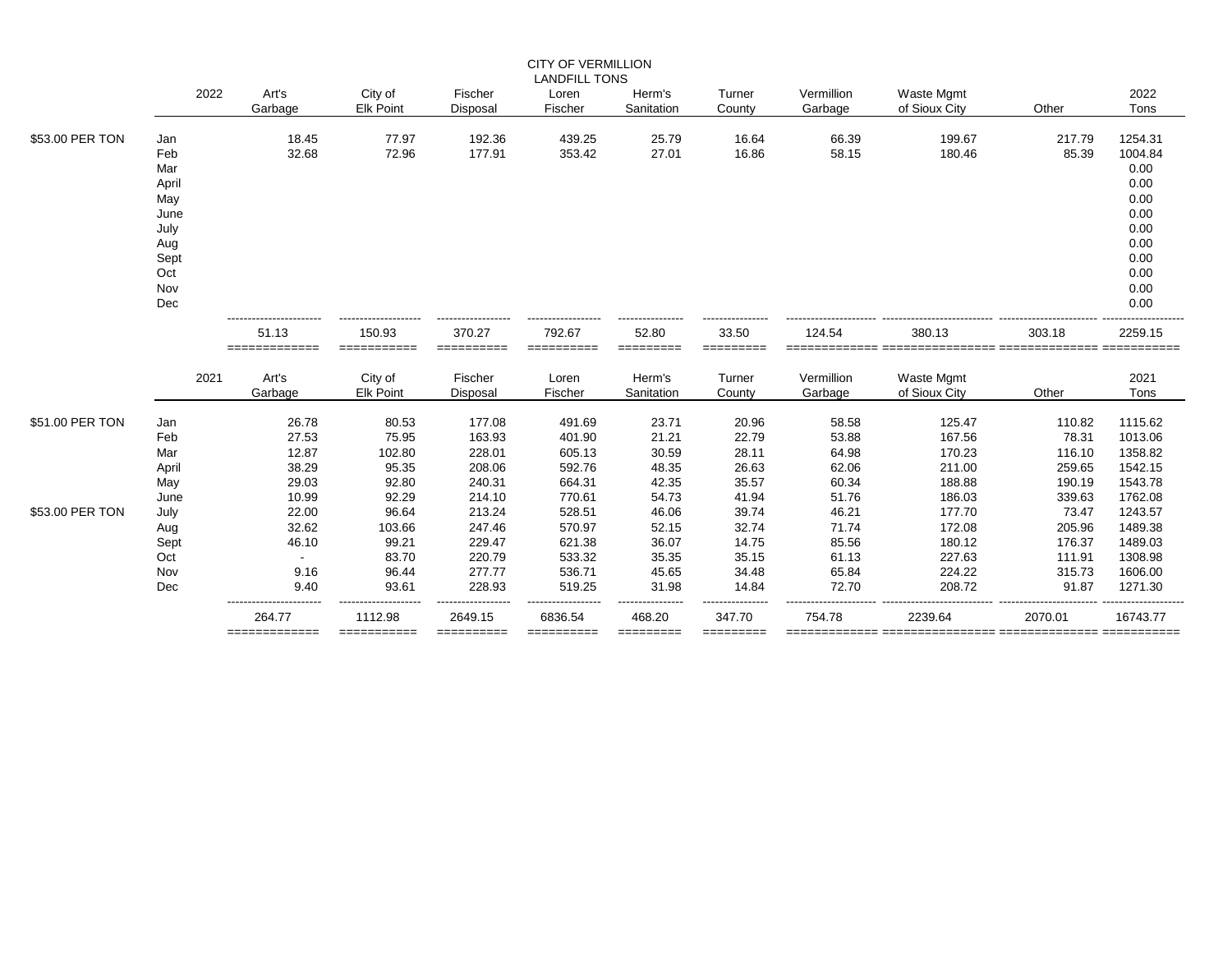# CITY OF VERMILLION
## LANDFILL TONS

| | 2022 | Art's Garbage | City of Elk Point | Fischer Disposal | Loren Fischer | Herm's Sanitation | Turner County | Vermillion Garbage | Waste Mgmt of Sioux City | Other | 2022 Tons |
|---|---|---|---|---|---|---|---|---|---|---|---|
| $53.00 PER TON | Jan | 18.45 | 77.97 | 192.36 | 439.25 | 25.79 | 16.64 | 66.39 | 199.67 | 217.79 | 1254.31 |
| | Feb | 32.68 | 72.96 | 177.91 | 353.42 | 27.01 | 16.86 | 58.15 | 180.46 | 85.39 | 1004.84 |
| | Mar | | | | | | | | | | 0.00 |
| | April | | | | | | | | | | 0.00 |
| | May | | | | | | | | | | 0.00 |
| | June | | | | | | | | | | 0.00 |
| | July | | | | | | | | | | 0.00 |
| | Aug | | | | | | | | | | 0.00 |
| | Sept | | | | | | | | | | 0.00 |
| | Oct | | | | | | | | | | 0.00 |
| | Nov | | | | | | | | | | 0.00 |
| | Dec | | | | | | | | | | 0.00 |
| | | 51.13 | 150.93 | 370.27 | 792.67 | 52.80 | 33.50 | 124.54 | 380.13 | 303.18 | 2259.15 |

| | 2021 | Art's Garbage | City of Elk Point | Fischer Disposal | Loren Fischer | Herm's Sanitation | Turner County | Vermillion Garbage | Waste Mgmt of Sioux City | Other | 2021 Tons |
|---|---|---|---|---|---|---|---|---|---|---|---|
| $51.00 PER TON | Jan | 26.78 | 80.53 | 177.08 | 491.69 | 23.71 | 20.96 | 58.58 | 125.47 | 110.82 | 1115.62 |
| | Feb | 27.53 | 75.95 | 163.93 | 401.90 | 21.21 | 22.79 | 53.88 | 167.56 | 78.31 | 1013.06 |
| | Mar | 12.87 | 102.80 | 228.01 | 605.13 | 30.59 | 28.11 | 64.98 | 170.23 | 116.10 | 1358.82 |
| | April | 38.29 | 95.35 | 208.06 | 592.76 | 48.35 | 26.63 | 62.06 | 211.00 | 259.65 | 1542.15 |
| | May | 29.03 | 92.80 | 240.31 | 664.31 | 42.35 | 35.57 | 60.34 | 188.88 | 190.19 | 1543.78 |
| | June | 10.99 | 92.29 | 214.10 | 770.61 | 54.73 | 41.94 | 51.76 | 186.03 | 339.63 | 1762.08 |
| $53.00 PER TON | July | 22.00 | 96.64 | 213.24 | 528.51 | 46.06 | 39.74 | 46.21 | 177.70 | 73.47 | 1243.57 |
| | Aug | 32.62 | 103.66 | 247.46 | 570.97 | 52.15 | 32.74 | 71.74 | 172.08 | 205.96 | 1489.38 |
| | Sept | 46.10 | 99.21 | 229.47 | 621.38 | 36.07 | 14.75 | 85.56 | 180.12 | 176.37 | 1489.03 |
| | Oct | - | 83.70 | 220.79 | 533.32 | 35.35 | 35.15 | 61.13 | 227.63 | 111.91 | 1308.98 |
| | Nov | 9.16 | 96.44 | 277.77 | 536.71 | 45.65 | 34.48 | 65.84 | 224.22 | 315.73 | 1606.00 |
| | Dec | 9.40 | 93.61 | 228.93 | 519.25 | 31.98 | 14.84 | 72.70 | 208.72 | 91.87 | 1271.30 |
| | | 264.77 | 1112.98 | 2649.15 | 6836.54 | 468.20 | 347.70 | 754.78 | 2239.64 | 2070.01 | 16743.77 |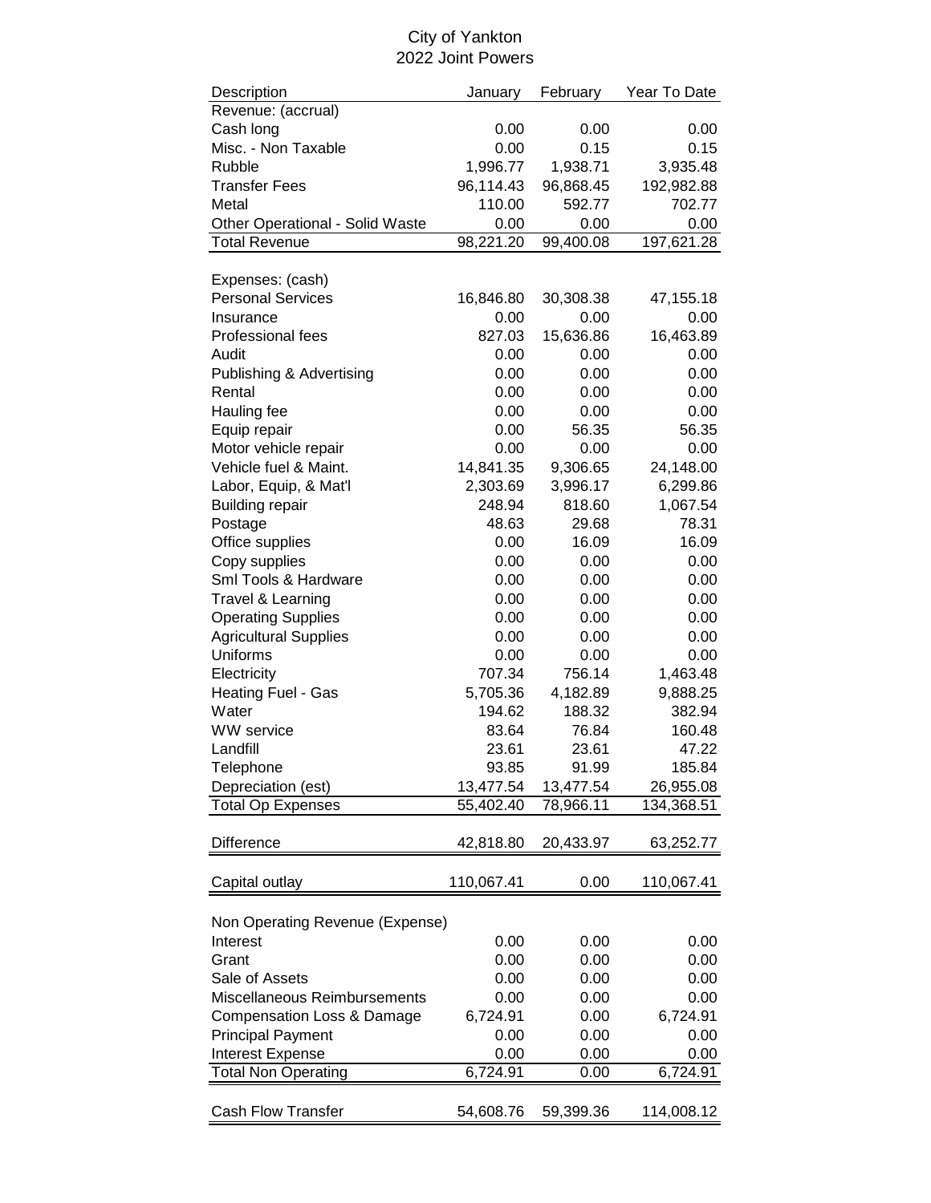# City of Yankton
## 2022 Joint Powers

| Description | January | February | Year To Date |
|---|---|---|---|
| Revenue: (accrual) | | | |
| Cash long | 0.00 | 0.00 | 0.00 |
| Misc. - Non Taxable | 0.00 | 0.15 | 0.15 |
| Rubble | 1,996.77 | 1,938.71 | 3,935.48 |
| Transfer Fees | 96,114.43 | 96,868.45 | 192,982.88 |
| Metal | 110.00 | 592.77 | 702.77 |
| Other Operational - Solid Waste | 0.00 | 0.00 | 0.00 |
| Total Revenue | 98,221.20 | 99,400.08 | 197,621.28 |
| | | | |
| Expenses: (cash) | | | |
| Personal Services | 16,846.80 | 30,308.38 | 47,155.18 |
| Insurance | 0.00 | 0.00 | 0.00 |
| Professional fees | 827.03 | 15,636.86 | 16,463.89 |
| Audit | 0.00 | 0.00 | 0.00 |
| Publishing & Advertising | 0.00 | 0.00 | 0.00 |
| Rental | 0.00 | 0.00 | 0.00 |
| Hauling fee | 0.00 | 0.00 | 0.00 |
| Equip repair | 0.00 | 56.35 | 56.35 |
| Motor vehicle repair | 0.00 | 0.00 | 0.00 |
| Vehicle fuel & Maint. | 14,841.35 | 9,306.65 | 24,148.00 |
| Labor, Equip, & Mat'l | 2,303.69 | 3,996.17 | 6,299.86 |
| Building repair | 248.94 | 818.60 | 1,067.54 |
| Postage | 48.63 | 29.68 | 78.31 |
| Office supplies | 0.00 | 16.09 | 16.09 |
| Copy supplies | 0.00 | 0.00 | 0.00 |
| Sml Tools & Hardware | 0.00 | 0.00 | 0.00 |
| Travel & Learning | 0.00 | 0.00 | 0.00 |
| Operating Supplies | 0.00 | 0.00 | 0.00 |
| Agricultural Supplies | 0.00 | 0.00 | 0.00 |
| Uniforms | 0.00 | 0.00 | 0.00 |
| Electricity | 707.34 | 756.14 | 1,463.48 |
| Heating Fuel - Gas | 5,705.36 | 4,182.89 | 9,888.25 |
| Water | 194.62 | 188.32 | 382.94 |
| WW service | 83.64 | 76.84 | 160.48 |
| Landfill | 23.61 | 23.61 | 47.22 |
| Telephone | 93.85 | 91.99 | 185.84 |
| Depreciation (est) | 13,477.54 | 13,477.54 | 26,955.08 |
| Total Op Expenses | 55,402.40 | 78,966.11 | 134,368.51 |
| | | | |
| Difference | 42,818.80 | 20,433.97 | 63,252.77 |
| | | | |
| Capital outlay | 110,067.41 | 0.00 | 110,067.41 |
| | | | |
| Non Operating Revenue (Expense) | | | |
| Interest | 0.00 | 0.00 | 0.00 |
| Grant | 0.00 | 0.00 | 0.00 |
| Sale of Assets | 0.00 | 0.00 | 0.00 |
| Miscellaneous Reimbursements | 0.00 | 0.00 | 0.00 |
| Compensation Loss & Damage | 6,724.91 | 0.00 | 6,724.91 |
| Principal Payment | 0.00 | 0.00 | 0.00 |
| Interest Expense | 0.00 | 0.00 | 0.00 |
| Total Non Operating | 6,724.91 | 0.00 | 6,724.91 |
| | | | |
| Cash Flow Transfer | 54,608.76 | 59,399.36 | 114,008.12 |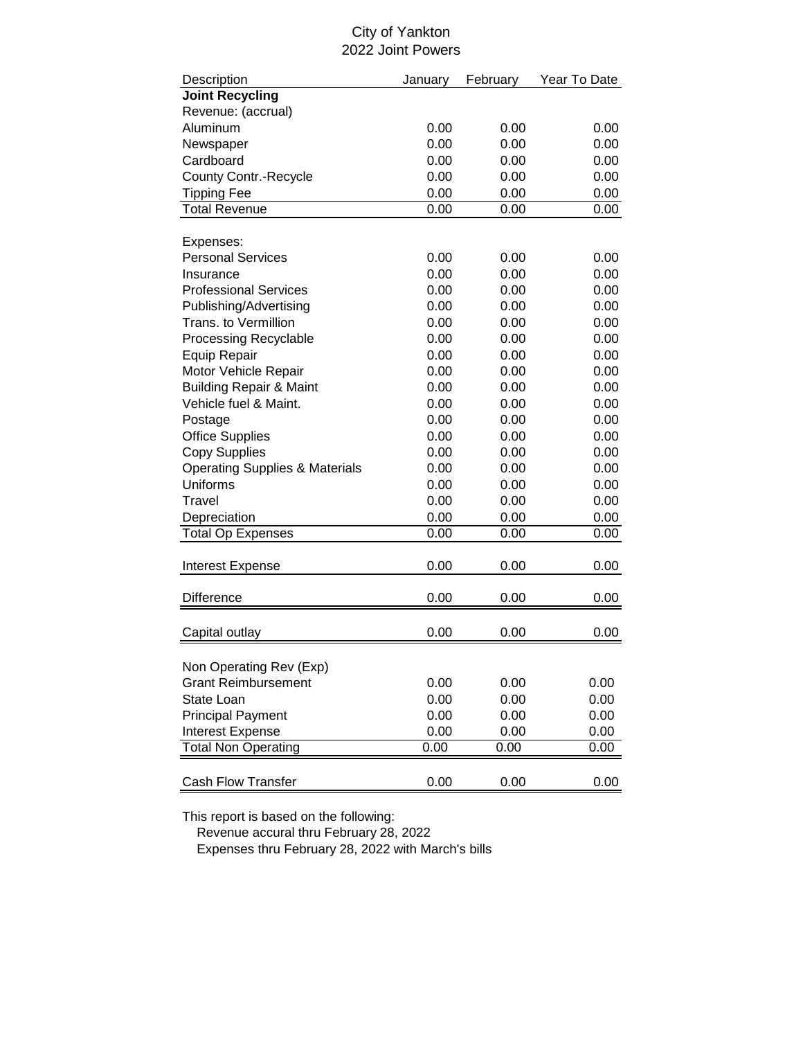City of Yankton

2022 Joint Powers

| Description | January | February | Year To Date |
|---|---|---|---|
| **Joint Recycling** | | | |
| Revenue: (accrual) | | | |
| Aluminum | 0.00 | 0.00 | 0.00 |
| Newspaper | 0.00 | 0.00 | 0.00 |
| Cardboard | 0.00 | 0.00 | 0.00 |
| County Contr.-Recycle | 0.00 | 0.00 | 0.00 |
| Tipping Fee | 0.00 | 0.00 | 0.00 |
| Total Revenue | 0.00 | 0.00 | 0.00 |
| | | | |
| Expenses: | | | |
| Personal Services | 0.00 | 0.00 | 0.00 |
| Insurance | 0.00 | 0.00 | 0.00 |
| Professional Services | 0.00 | 0.00 | 0.00 |
| Publishing/Advertising | 0.00 | 0.00 | 0.00 |
| Trans. to Vermillion | 0.00 | 0.00 | 0.00 |
| Processing Recyclable | 0.00 | 0.00 | 0.00 |
| Equip Repair | 0.00 | 0.00 | 0.00 |
| Motor Vehicle Repair | 0.00 | 0.00 | 0.00 |
| Building Repair & Maint | 0.00 | 0.00 | 0.00 |
| Vehicle fuel & Maint. | 0.00 | 0.00 | 0.00 |
| Postage | 0.00 | 0.00 | 0.00 |
| Office Supplies | 0.00 | 0.00 | 0.00 |
| Copy Supplies | 0.00 | 0.00 | 0.00 |
| Operating Supplies & Materials | 0.00 | 0.00 | 0.00 |
| Uniforms | 0.00 | 0.00 | 0.00 |
| Travel | 0.00 | 0.00 | 0.00 |
| Depreciation | 0.00 | 0.00 | 0.00 |
| Total Op Expenses | 0.00 | 0.00 | 0.00 |
| | | | |
| Interest Expense | 0.00 | 0.00 | 0.00 |
| | | | |
| Difference | 0.00 | 0.00 | 0.00 |
| | | | |
| Capital outlay | 0.00 | 0.00 | 0.00 |
| | | | |
| Non Operating Rev (Exp) | | | |
| Grant Reimbursement | 0.00 | 0.00 | 0.00 |
| State Loan | 0.00 | 0.00 | 0.00 |
| Principal Payment | 0.00 | 0.00 | 0.00 |
| Interest Expense | 0.00 | 0.00 | 0.00 |
| Total Non Operating | 0.00 | 0.00 | 0.00 |
| | | | |
| Cash Flow Transfer | 0.00 | 0.00 | 0.00 |

This report is based on the following:

Revenue accural thru February 28, 2022

Expenses thru February 28, 2022 with March's bills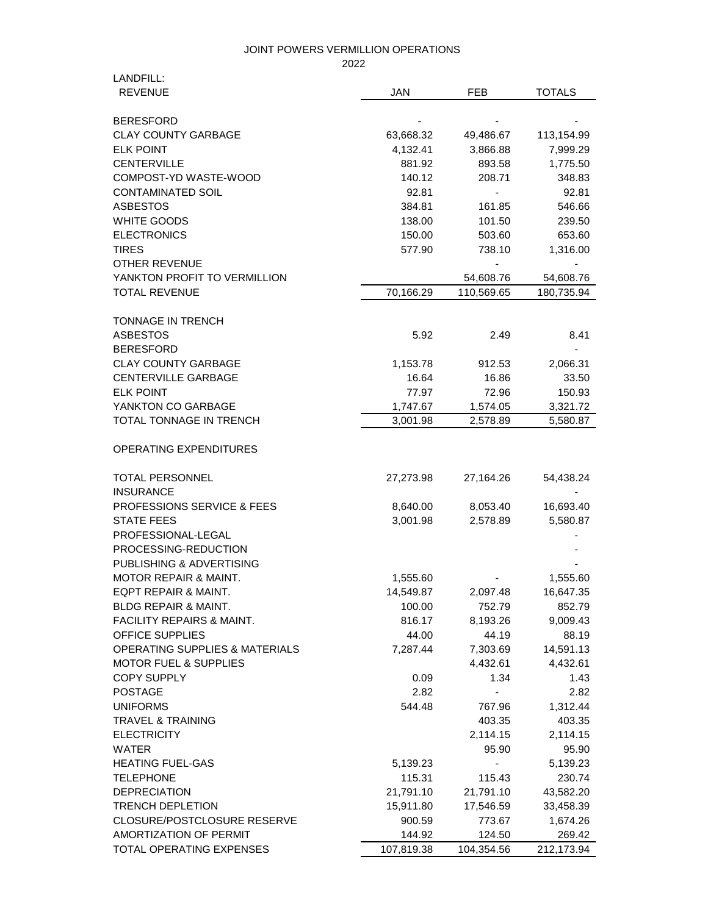JOINT POWERS VERMILLION OPERATIONS

2022

LANDFILL:

| REVENUE | JAN | FEB | TOTALS |
|---|---|---|---|
| BERESFORD | - | - | - |
| CLAY COUNTY GARBAGE | 63,668.32 | 49,486.67 | 113,154.99 |
| ELK POINT | 4,132.41 | 3,866.88 | 7,999.29 |
| CENTERVILLE | 881.92 | 893.58 | 1,775.50 |
| COMPOST-YD WASTE-WOOD | 140.12 | 208.71 | 348.83 |
| CONTAMINATED SOIL | 92.81 | - | 92.81 |
| ASBESTOS | 384.81 | 161.85 | 546.66 |
| WHITE GOODS | 138.00 | 101.50 | 239.50 |
| ELECTRONICS | 150.00 | 503.60 | 653.60 |
| TIRES | 577.90 | 738.10 | 1,316.00 |
| OTHER REVENUE | | - | - |
| YANKTON PROFIT TO VERMILLION | | 54,608.76 | 54,608.76 |
| TOTAL REVENUE | 70,166.29 | 110,569.65 | 180,735.94 |
| | | | |
| TONNAGE IN TRENCH | | | |
| ASBESTOS | 5.92 | 2.49 | 8.41 |
| BERESFORD | | | - |
| CLAY COUNTY GARBAGE | 1,153.78 | 912.53 | 2,066.31 |
| CENTERVILLE GARBAGE | 16.64 | 16.86 | 33.50 |
| ELK POINT | 77.97 | 72.96 | 150.93 |
| YANKTON CO GARBAGE | 1,747.67 | 1,574.05 | 3,321.72 |
| TOTAL TONNAGE IN TRENCH | 3,001.98 | 2,578.89 | 5,580.87 |
| | | | |
| OPERATING EXPENDITURES | | | |
| | | | |
| TOTAL PERSONNEL | 27,273.98 | 27,164.26 | 54,438.24 |
| INSURANCE | | | - |
| PROFESSIONS SERVICE & FEES | 8,640.00 | 8,053.40 | 16,693.40 |
| STATE FEES | 3,001.98 | 2,578.89 | 5,580.87 |
| PROFESSIONAL-LEGAL | | | - |
| PROCESSING-REDUCTION | | | - |
| PUBLISHING & ADVERTISING | | | - |
| MOTOR REPAIR & MAINT. | 1,555.60 | - | 1,555.60 |
| EQPT REPAIR & MAINT. | 14,549.87 | 2,097.48 | 16,647.35 |
| BLDG REPAIR & MAINT. | 100.00 | 752.79 | 852.79 |
| FACILITY REPAIRS & MAINT. | 816.17 | 8,193.26 | 9,009.43 |
| OFFICE SUPPLIES | 44.00 | 44.19 | 88.19 |
| OPERATING SUPPLIES & MATERIALS | 7,287.44 | 7,303.69 | 14,591.13 |
| MOTOR FUEL & SUPPLIES | | 4,432.61 | 4,432.61 |
| COPY SUPPLY | 0.09 | 1.34 | 1.43 |
| POSTAGE | 2.82 | - | 2.82 |
| UNIFORMS | 544.48 | 767.96 | 1,312.44 |
| TRAVEL & TRAINING | | 403.35 | 403.35 |
| ELECTRICITY | | 2,114.15 | 2,114.15 |
| WATER | | 95.90 | 95.90 |
| HEATING FUEL-GAS | 5,139.23 | - | 5,139.23 |
| TELEPHONE | 115.31 | 115.43 | 230.74 |
| DEPRECIATION | 21,791.10 | 21,791.10 | 43,582.20 |
| TRENCH DEPLETION | 15,911.80 | 17,546.59 | 33,458.39 |
| CLOSURE/POSTCLOSURE RESERVE | 900.59 | 773.67 | 1,674.26 |
| AMORTIZATION OF PERMIT | 144.92 | 124.50 | 269.42 |
| TOTAL OPERATING EXPENSES | 107,819.38 | 104,354.56 | 212,173.94 |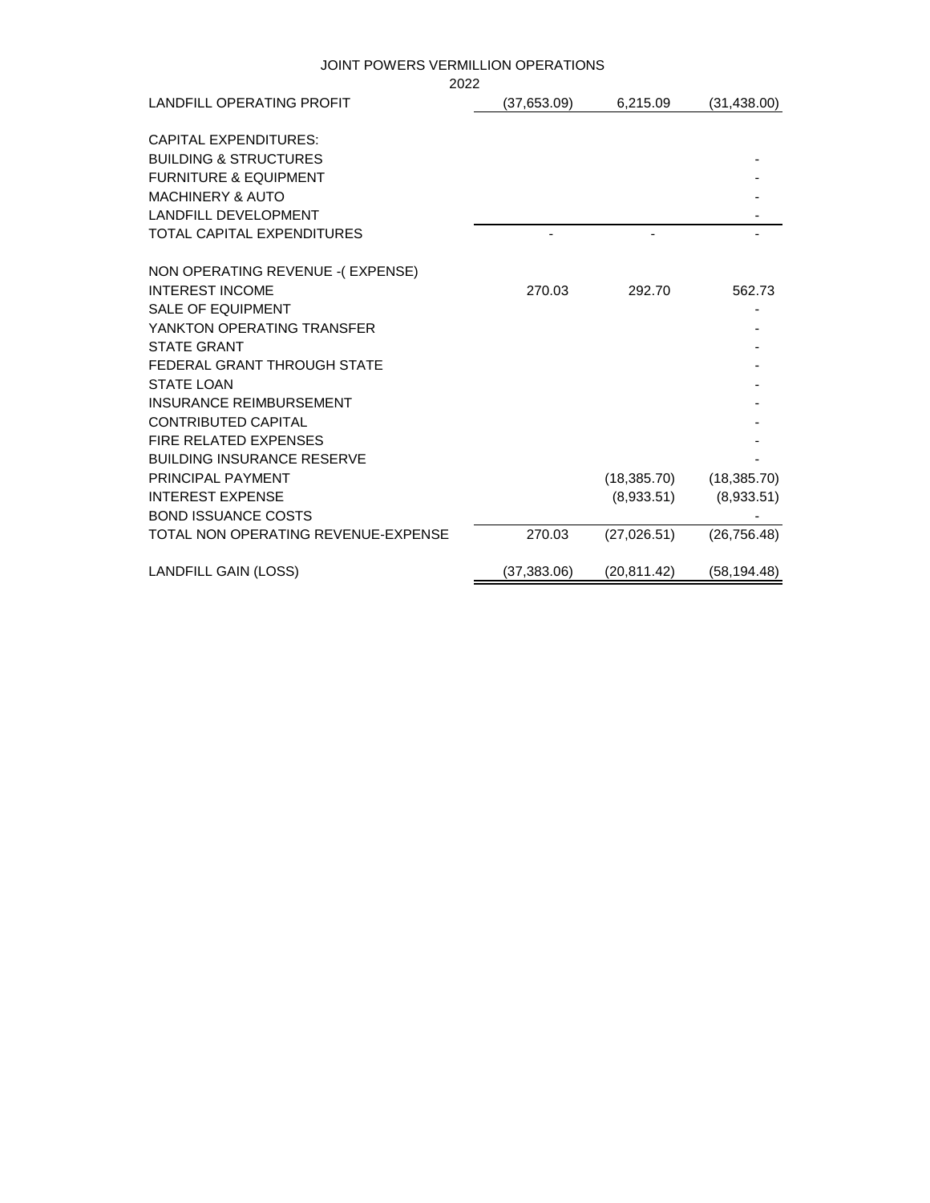# JOINT POWERS VERMILLION OPERATIONS

2022

| | | | |
|---|---|---|---|
| LANDFILL OPERATING PROFIT | (37,653.09) | 6,215.09 | (31,438.00) |
| | | | |
| CAPITAL EXPENDITURES: | | | |
| BUILDING & STRUCTURES | | | - |
| FURNITURE & EQUIPMENT | | | - |
| MACHINERY & AUTO | | | - |
| LANDFILL DEVELOPMENT | | | - |
| TOTAL CAPITAL EXPENDITURES | - | - | - |
| | | | |
| NON OPERATING REVENUE -( EXPENSE) | | | |
| INTEREST INCOME | 270.03 | 292.70 | 562.73 |
| SALE OF EQUIPMENT | | | - |
| YANKTON OPERATING TRANSFER | | | - |
| STATE GRANT | | | - |
| FEDERAL GRANT THROUGH STATE | | | - |
| STATE LOAN | | | - |
| INSURANCE REIMBURSEMENT | | | - |
| CONTRIBUTED CAPITAL | | | - |
| FIRE RELATED EXPENSES | | | - |
| BUILDING INSURANCE RESERVE | | | - |
| PRINCIPAL PAYMENT | | (18,385.70) | (18,385.70) |
| INTEREST EXPENSE | | (8,933.51) | (8,933.51) |
| BOND ISSUANCE COSTS | | | - |
| TOTAL NON OPERATING REVENUE-EXPENSE | 270.03 | (27,026.51) | (26,756.48) |
| | | | |
| LANDFILL GAIN (LOSS) | (37,383.06) | (20,811.42) | (58,194.48) |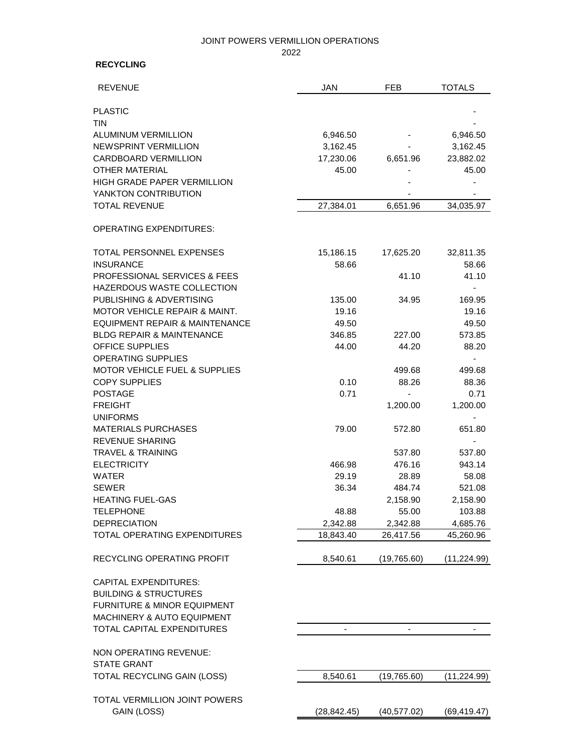JOINT POWERS VERMILLION OPERATIONS

2022

**RECYCLING**

| REVENUE | JAN | FEB | TOTALS |
|---|---|---|---|
| PLASTIC | | | - |
| TIN | | | - |
| ALUMINUM VERMILLION | 6,946.50 | - | 6,946.50 |
| NEWSPRINT VERMILLION | 3,162.45 | - | 3,162.45 |
| CARDBOARD VERMILLION | 17,230.06 | 6,651.96 | 23,882.02 |
| OTHER MATERIAL | 45.00 | - | 45.00 |
| HIGH GRADE PAPER VERMILLION | | - | - |
| YANKTON CONTRIBUTION | | - | - |
| TOTAL REVENUE | 27,384.01 | 6,651.96 | 34,035.97 |
| OPERATING EXPENDITURES: | | | |
| TOTAL PERSONNEL EXPENSES | 15,186.15 | 17,625.20 | 32,811.35 |
| INSURANCE | 58.66 | | 58.66 |
| PROFESSIONAL SERVICES & FEES | | 41.10 | 41.10 |
| HAZERDOUS WASTE COLLECTION | | | - |
| PUBLISHING & ADVERTISING | 135.00 | 34.95 | 169.95 |
| MOTOR VEHICLE REPAIR & MAINT. | 19.16 | | 19.16 |
| EQUIPMENT REPAIR & MAINTENANCE | 49.50 | | 49.50 |
| BLDG REPAIR & MAINTENANCE | 346.85 | 227.00 | 573.85 |
| OFFICE SUPPLIES | 44.00 | 44.20 | 88.20 |
| OPERATING SUPPLIES | | | - |
| MOTOR VEHICLE FUEL & SUPPLIES | | 499.68 | 499.68 |
| COPY SUPPLIES | 0.10 | 88.26 | 88.36 |
| POSTAGE | 0.71 | - | 0.71 |
| FREIGHT | | 1,200.00 | 1,200.00 |
| UNIFORMS | | | - |
| MATERIALS PURCHASES | 79.00 | 572.80 | 651.80 |
| REVENUE SHARING | | | - |
| TRAVEL & TRAINING | | 537.80 | 537.80 |
| ELECTRICITY | 466.98 | 476.16 | 943.14 |
| WATER | 29.19 | 28.89 | 58.08 |
| SEWER | 36.34 | 484.74 | 521.08 |
| HEATING FUEL-GAS | | 2,158.90 | 2,158.90 |
| TELEPHONE | 48.88 | 55.00 | 103.88 |
| DEPRECIATION | 2,342.88 | 2,342.88 | 4,685.76 |
| TOTAL OPERATING EXPENDITURES | 18,843.40 | 26,417.56 | 45,260.96 |
| RECYCLING OPERATING PROFIT | 8,540.61 | (19,765.60) | (11,224.99) |
| CAPITAL EXPENDITURES: | | | |
| BUILDING & STRUCTURES | | | |
| FURNITURE & MINOR EQUIPMENT | | | |
| MACHINERY & AUTO EQUIPMENT | | | |
| TOTAL CAPITAL EXPENDITURES | - | - | - |
| NON OPERATING REVENUE: | | | |
| STATE GRANT | | | |
| TOTAL RECYCLING GAIN (LOSS) | 8,540.61 | (19,765.60) | (11,224.99) |
| TOTAL VERMILLION JOINT POWERS GAIN (LOSS) | (28,842.45) | (40,577.02) | (69,419.47) |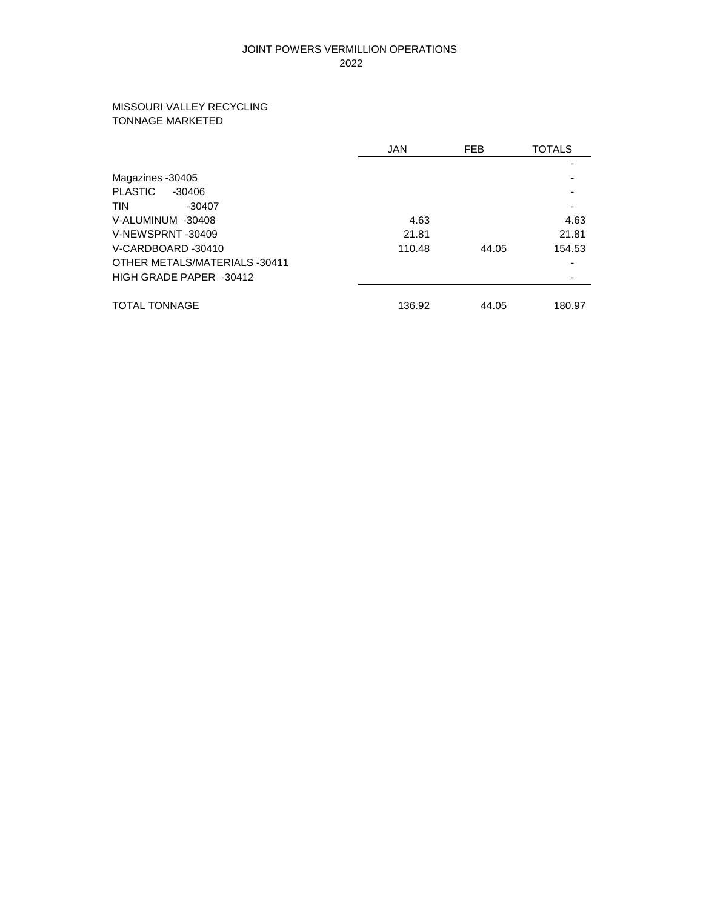JOINT POWERS VERMILLION OPERATIONS
2022

MISSOURI VALLEY RECYCLING
TONNAGE MARKETED

| | JAN | FEB | TOTALS |
|---|---|---|---|
| | | | - |
| Magazines -30405 | | | - |
| PLASTIC -30406 | | | - |
| TIN -30407 | | | - |
| V-ALUMINUM -30408 | 4.63 | | 4.63 |
| V-NEWSPRNT -30409 | 21.81 | | 21.81 |
| V-CARDBOARD -30410 | 110.48 | 44.05 | 154.53 |
| OTHER METALS/MATERIALS -30411 | | | - |
| HIGH GRADE PAPER -30412 | | | - |
| TOTAL TONNAGE | 136.92 | 44.05 | 180.97 |